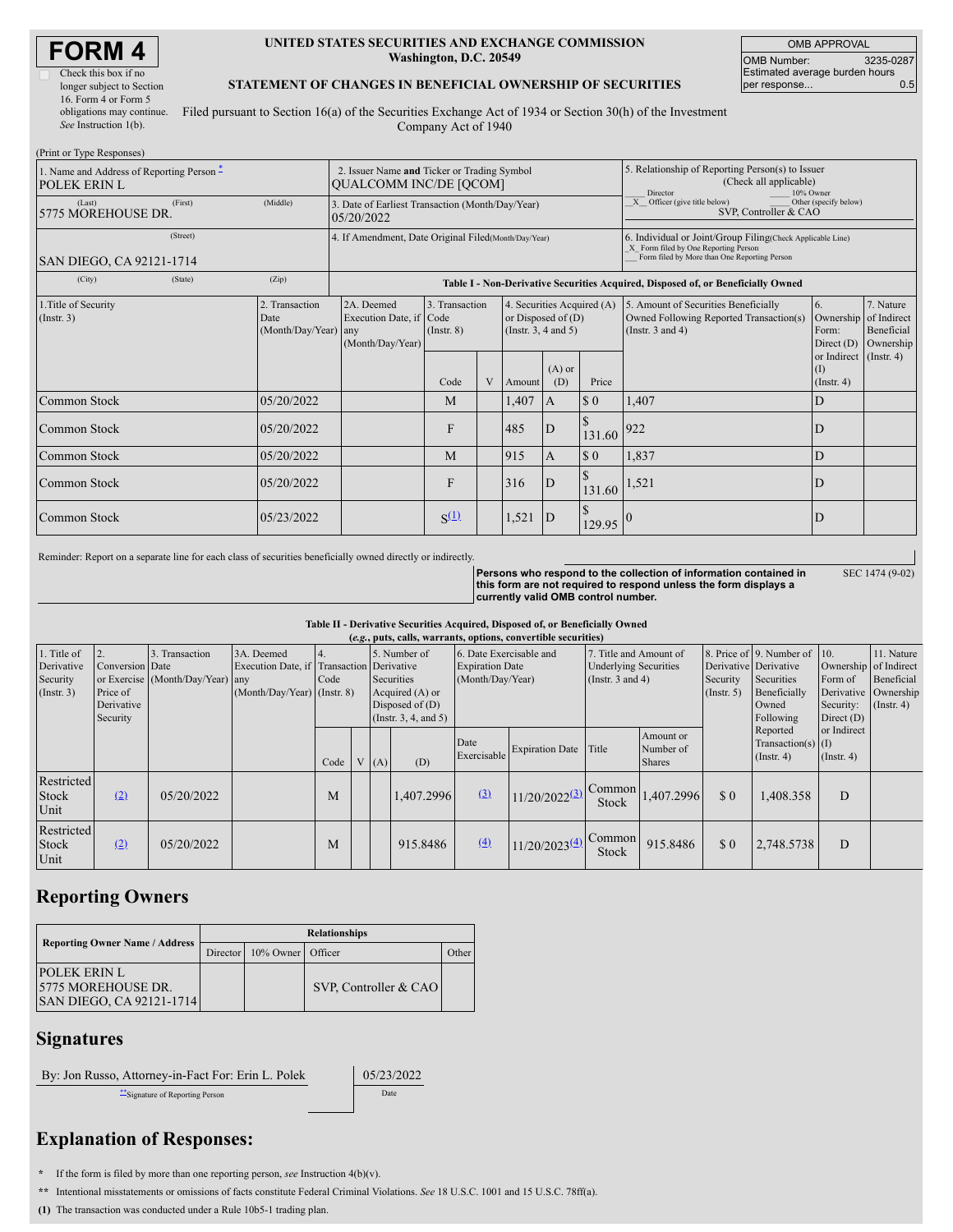# FORM 4

☐ Check this box if no longer subject to Section 16. Form 4 or Form 5 obligations may continue. *See* Instruction 1(b).

**UNITED STATES SECURITIES AND EXCHANGE COMMISSION**
**Washington, D.C. 20549**

**STATEMENT OF CHANGES IN BENEFICIAL OWNERSHIP OF SECURITIES**

Filed pursuant to Section 16(a) of the Securities Exchange Act of 1934 or Section 30(h) of the Investment Company Act of 1940

| OMB APPROVAL | |
|---|---|
| OMB Number: | 3235-0287 |
| Estimated average burden hours per response... | 0.5 |

(Print or Type Responses)

| 1. Name and Address of Reporting Person * | 2. Issuer Name and Ticker or Trading Symbol | 5. Relationship of Reporting Person(s) to Issuer (Check all applicable) |
|---|---|---|
| POLEK ERIN L | QUALCOMM INC/DE [QCOM] | ___ Director ___ 10% Owner _X_ Officer (give title below) ___ Other (specify below) SVP, Controller & CAO |
| (Last) (First) (Middle) 5775 MOREHOUSE DR. | 3. Date of Earliest Transaction (Month/Day/Year) 05/20/2022 | |
| (Street) SAN DIEGO, CA 92121-1714 | 4. If Amendment, Date Original Filed (Month/Day/Year) | 6. Individual or Joint/Group Filing (Check Applicable Line) _X_ Form filed by One Reporting Person ___ Form filed by More than One Reporting Person |
| (City) (State) (Zip) | | |

**Table I - Non-Derivative Securities Acquired, Disposed of, or Beneficially Owned**

| 1.Title of Security (Instr. 3) | 2. Transaction Date (Month/Day/Year) | 2A. Deemed Execution Date, if any (Month/Day/Year) | 3. Transaction Code (Instr. 8) | | 4. Securities Acquired (A) or Disposed of (D) (Instr. 3, 4 and 5) | | | 5. Amount of Securities Beneficially Owned Following Reported Transaction(s) (Instr. 3 and 4) | 6. Ownership Form: Direct (D) or Indirect (I) (Instr. 4) | 7. Nature of Indirect Beneficial Ownership (Instr. 4) |
|---|---|---|---|---|---|---|---|---|---|---|
| | | | Code | V | Amount | (A) or (D) | Price | | | |
| Common Stock | 05/20/2022 | | M | | 1,407 | A | $ 0 | 1,407 | D | |
| Common Stock | 05/20/2022 | | F | | 485 | D | $ 131.60 | 922 | D | |
| Common Stock | 05/20/2022 | | M | | 915 | A | $ 0 | 1,837 | D | |
| Common Stock | 05/20/2022 | | F | | 316 | D | $ 131.60 | 1,521 | D | |
| Common Stock | 05/23/2022 | | S(1) | | 1,521 | D | $ 129.95 | 0 | D | |

Reminder: Report on a separate line for each class of securities beneficially owned directly or indirectly.

**Persons who respond to the collection of information contained in this form are not required to respond unless the form displays a currently valid OMB control number.**

SEC 1474 (9-02)

**Table II - Derivative Securities Acquired, Disposed of, or Beneficially Owned**
***(e.g., puts, calls, warrants, options, convertible securities)***

| 1. Title of Derivative Security (Instr. 3) | 2. Conversion or Exercise Price of Derivative Security | 3. Transaction Date (Month/Day/Year) | 3A. Deemed Execution Date, if any (Month/Day/Year) | 4. Transaction Code (Instr. 8) | | 5. Number of Derivative Securities Acquired (A) or Disposed of (D) (Instr. 3, 4, and 5) | | 6. Date Exercisable and Expiration Date (Month/Day/Year) | | 7. Title and Amount of Underlying Securities (Instr. 3 and 4) | | 8. Price of Derivative Security (Instr. 5) | 9. Number of Derivative Securities Beneficially Owned Following Reported Transaction(s) (Instr. 4) | 10. Ownership Form of Derivative Security: Direct (D) or Indirect (I) (Instr. 4) | 11. Nature of Indirect Beneficial Ownership (Instr. 4) |
|---|---|---|---|---|---|---|---|---|---|---|---|---|---|---|---|
| | | | | Code | V | (A) | (D) | Date Exercisable | Expiration Date | Title | Amount or Number of Shares | | | | |
| Restricted Stock Unit | (2) | 05/20/2022 | | M | | | 1,407.2996 | (3) | 11/20/2022(3) | Common Stock | 1,407.2996 | $ 0 | 1,408.358 | D | |
| Restricted Stock Unit | (2) | 05/20/2022 | | M | | | 915.8486 | (4) | 11/20/2023(4) | Common Stock | 915.8486 | $ 0 | 2,748.5738 | D | |

## Reporting Owners

| Reporting Owner Name / Address | Relationships | | | |
|---|---|---|---|---|
| | Director | 10% Owner | Officer | Other |
| POLEK ERIN L 5775 MOREHOUSE DR. SAN DIEGO, CA 92121-1714 | | | SVP, Controller & CAO | |

## Signatures

| By: Jon Russo, Attorney-in-Fact For: Erin L. Polek | 05/23/2022 |
|---|---|
| **Signature of Reporting Person | Date |

## Explanation of Responses:

\* If the form is filed by more than one reporting person, *see* Instruction 4(b)(v).

\*\* Intentional misstatements or omissions of facts constitute Federal Criminal Violations. *See* 18 U.S.C. 1001 and 15 U.S.C. 78ff(a).

**(1)** The transaction was conducted under a Rule 10b5-1 trading plan.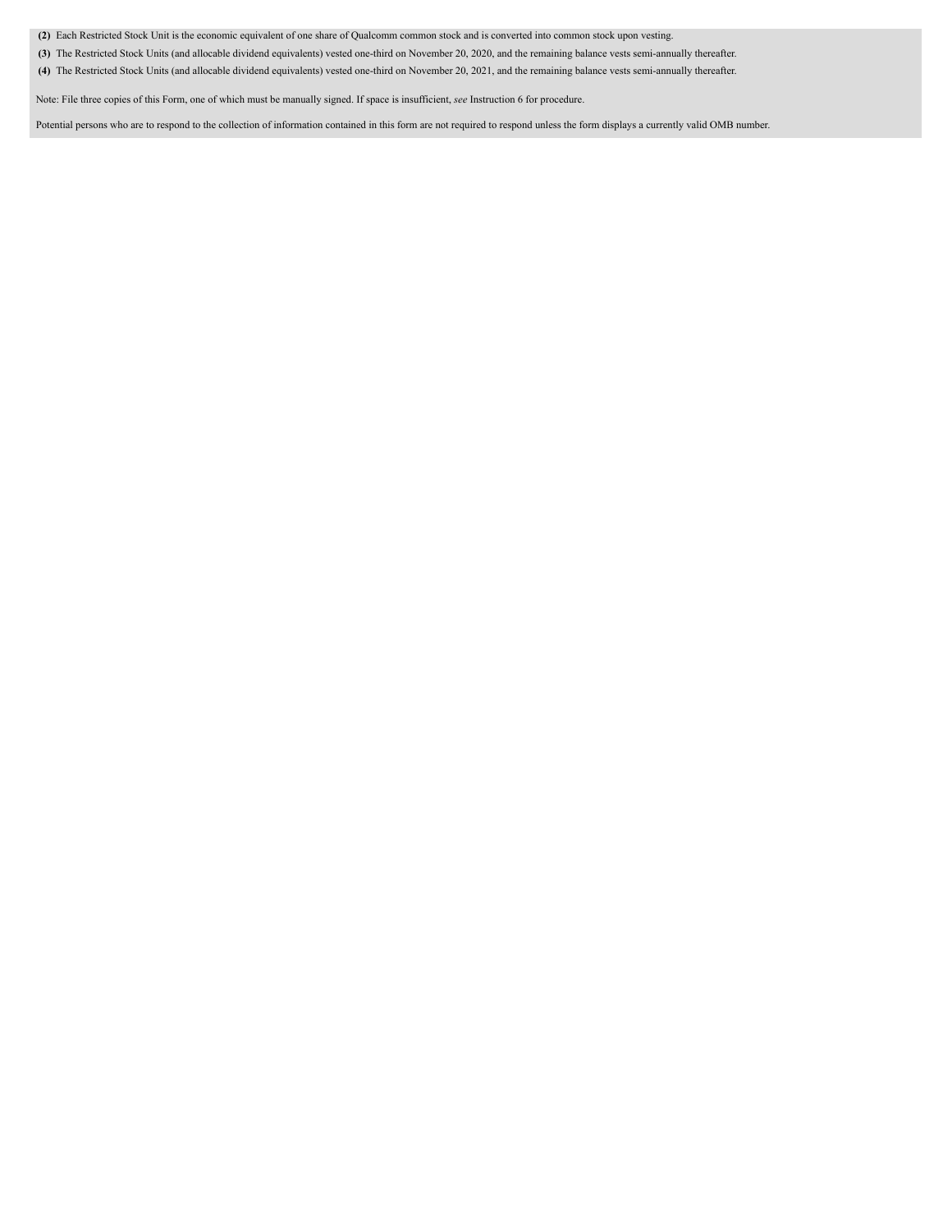**(2)** Each Restricted Stock Unit is the economic equivalent of one share of Qualcomm common stock and is converted into common stock upon vesting.

**(3)** The Restricted Stock Units (and allocable dividend equivalents) vested one-third on November 20, 2020, and the remaining balance vests semi-annually thereafter.

**(4)** The Restricted Stock Units (and allocable dividend equivalents) vested one-third on November 20, 2021, and the remaining balance vests semi-annually thereafter.

Note: File three copies of this Form, one of which must be manually signed. If space is insufficient, *see* Instruction 6 for procedure.

Potential persons who are to respond to the collection of information contained in this form are not required to respond unless the form displays a currently valid OMB number.